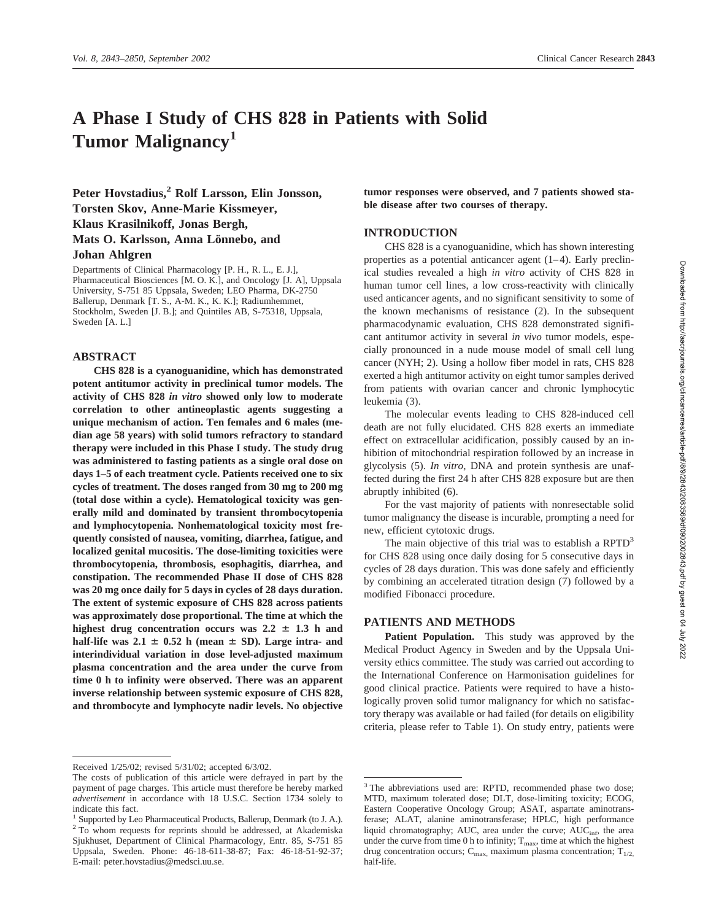# A Phase I Study of CHS 828 in Patients with Solid Tumor Malignancy[1]

**Peter Hovstadius,[2] Rolf Larsson, Elin Jonsson, Torsten Skov, Anne-Marie Kissmeyer, Klaus Krasilnikoff, Jonas Bergh, Mats O. Karlsson, Anna Lönnebo, and Johan Ahlgren**

Departments of Clinical Pharmacology [P. H., R. L., E. J.], Pharmaceutical Biosciences [M. O. K.], and Oncology [J. A], Uppsala University, S-751 85 Uppsala, Sweden; LEO Pharma, DK-2750 Ballerup, Denmark [T. S., A-M. K., K. K.]; Radiumhemmet, Stockholm, Sweden [J. B.]; and Quintiles AB, S-75318, Uppsala, Sweden [A. L.]

## ABSTRACT

**CHS 828 is a cyanoguanidine, which has demonstrated potent antitumor activity in preclinical tumor models. The activity of CHS 828 *in vitro* showed only low to moderate correlation to other antineoplastic agents suggesting a unique mechanism of action. Ten females and 6 males (median age 58 years) with solid tumors refractory to standard therapy were included in this Phase I study. The study drug was administered to fasting patients as a single oral dose on days 1–5 of each treatment cycle. Patients received one to six cycles of treatment. The doses ranged from 30 mg to 200 mg (total dose within a cycle). Hematological toxicity was generally mild and dominated by transient thrombocytopenia and lymphocytopenia. Nonhematological toxicity most frequently consisted of nausea, vomiting, diarrhea, fatigue, and localized genital mucositis. The dose-limiting toxicities were thrombocytopenia, thrombosis, esophagitis, diarrhea, and constipation. The recommended Phase II dose of CHS 828 was 20 mg once daily for 5 days in cycles of 28 days duration. The extent of systemic exposure of CHS 828 across patients was approximately dose proportional. The time at which the highest drug concentration occurs was 2.2 ± 1.3 h and half-life was 2.1 ± 0.52 h (mean ± SD). Large intra- and interindividual variation in dose level-adjusted maximum plasma concentration and the area under the curve from time 0 h to infinity were observed. There was an apparent inverse relationship between systemic exposure of CHS 828, and thrombocyte and lymphocyte nadir levels. No objective tumor responses were observed, and 7 patients showed stable disease after two courses of therapy.**

## INTRODUCTION

CHS 828 is a cyanoguanidine, which has shown interesting properties as a potential anticancer agent (1–4). Early preclinical studies revealed a high *in vitro* activity of CHS 828 in human tumor cell lines, a low cross-reactivity with clinically used anticancer agents, and no significant sensitivity to some of the known mechanisms of resistance (2). In the subsequent pharmacodynamic evaluation, CHS 828 demonstrated significant antitumor activity in several *in vivo* tumor models, especially pronounced in a nude mouse model of small cell lung cancer (NYH; 2). Using a hollow fiber model in rats, CHS 828 exerted a high antitumor activity on eight tumor samples derived from patients with ovarian cancer and chronic lymphocytic leukemia (3).

The molecular events leading to CHS 828-induced cell death are not fully elucidated. CHS 828 exerts an immediate effect on extracellular acidification, possibly caused by an inhibition of mitochondrial respiration followed by an increase in glycolysis (5). *In vitro*, DNA and protein synthesis are unaffected during the first 24 h after CHS 828 exposure but are then abruptly inhibited (6).

For the vast majority of patients with nonresectable solid tumor malignancy the disease is incurable, prompting a need for new, efficient cytotoxic drugs.

The main objective of this trial was to establish a RPTD[3] for CHS 828 using once daily dosing for 5 consecutive days in cycles of 28 days duration. This was done safely and efficiently by combining an accelerated titration design (7) followed by a modified Fibonacci procedure.

## PATIENTS AND METHODS

**Patient Population.** This study was approved by the Medical Product Agency in Sweden and by the Uppsala University ethics committee. The study was carried out according to the International Conference on Harmonisation guidelines for good clinical practice. Patients were required to have a histologically proven solid tumor malignancy for which no satisfactory therapy was available or had failed (for details on eligibility criteria, please refer to Table 1). On study entry, patients were

---

Received 1/25/02; revised 5/31/02; accepted 6/3/02.

The costs of publication of this article were defrayed in part by the payment of page charges. This article must therefore be hereby marked *advertisement* in accordance with 18 U.S.C. Section 1734 solely to indicate this fact.

[1] Supported by Leo Pharmaceutical Products, Ballerup, Denmark (to J. A.).

[2] To whom requests for reprints should be addressed, at Akademiska Sjukhuset, Department of Clinical Pharmacology, Entr. 85, S-751 85 Uppsala, Sweden. Phone: 46-18-611-38-87; Fax: 46-18-51-92-37; E-mail: peter.hovstadius@medsci.uu.se.

[3] The abbreviations used are: RPTD, recommended phase two dose; MTD, maximum tolerated dose; DLT, dose-limiting toxicity; ECOG, Eastern Cooperative Oncology Group; ASAT, aspartate aminotransferase; ALAT, alanine aminotransferase; HPLC, high performance liquid chromatography; AUC, area under the curve; $AUC_{inf}$, the area under the curve from time 0 h to infinity; $T_{max}$, time at which the highest drug concentration occurs; $C_{max}$, maximum plasma concentration; $T_{1/2}$, half-life.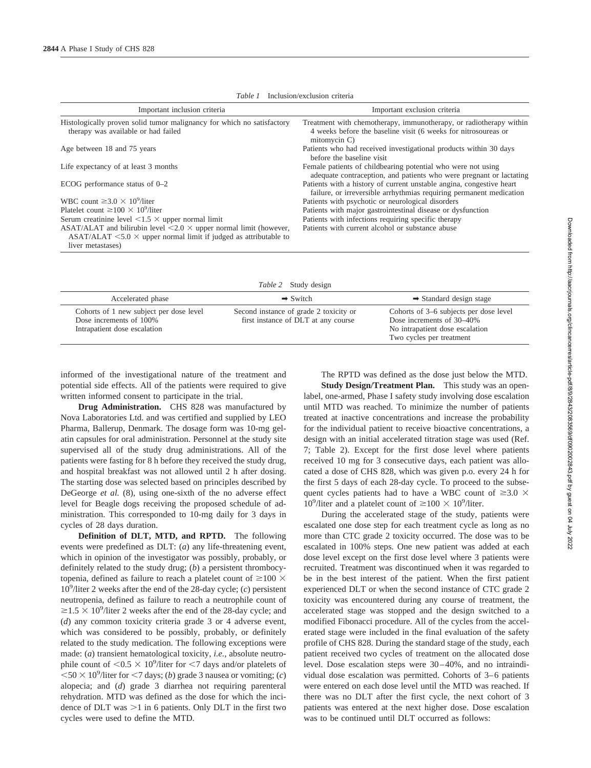*Table 1* Inclusion/exclusion criteria

| Important inclusion criteria | Important exclusion criteria |
|---|---|
| Histologically proven solid tumor malignancy for which no satisfactory therapy was available or had failed | Treatment with chemotherapy, immunotherapy, or radiotherapy within 4 weeks before the baseline visit (6 weeks for nitrosoureas or mitomycin C) |
| Age between 18 and 75 years | Patients who had received investigational products within 30 days before the baseline visit |
| Life expectancy of at least 3 months | Female patients of childbearing potential who were not using adequate contraception, and patients who were pregnant or lactating |
| ECOG performance status of 0–2 | Patients with a history of current unstable angina, congestive heart failure, or irreversible arrhythmias requiring permanent medication |
| WBC count $\geq 3.0 \times 10^9$/liter | Patients with psychotic or neurological disorders |
| Platelet count $\geq 100 \times 10^9$/liter | Patients with major gastrointestinal disease or dysfunction |
| Serum creatinine level $<1.5 \times$ upper normal limit | Patients with infections requiring specific therapy |
| ASAT/ALAT and bilirubin level $<2.0 \times$ upper normal limit (however, ASAT/ALAT $<5.0 \times$ upper normal limit if judged as attributable to liver metastases) | Patients with current alcohol or substance abuse |

*Table 2* Study design

| Accelerated phase | ➡ Switch | ➡ Standard design stage |
|---|---|---|
| Cohorts of 1 new subject per dose level<br>Dose increments of 100%<br>Intrapatient dose escalation | Second instance of grade 2 toxicity or first instance of DLT at any course | Cohorts of 3–6 subjects per dose level<br>Dose increments of 30–40%<br>No intrapatient dose escalation<br>Two cycles per treatment |

informed of the investigational nature of the treatment and potential side effects. All of the patients were required to give written informed consent to participate in the trial.

**Drug Administration.** CHS 828 was manufactured by Nova Laboratories Ltd. and was certified and supplied by LEO Pharma, Ballerup, Denmark. The dosage form was 10-mg gelatin capsules for oral administration. Personnel at the study site supervised all of the study drug administrations. All of the patients were fasting for 8 h before they received the study drug, and hospital breakfast was not allowed until 2 h after dosing. The starting dose was selected based on principles described by DeGeorge *et al.* (8), using one-sixth of the no adverse effect level for Beagle dogs receiving the proposed schedule of administration. This corresponded to 10-mg daily for 3 days in cycles of 28 days duration.

**Definition of DLT, MTD, and RPTD.** The following events were predefined as DLT: (*a*) any life-threatening event, which in opinion of the investigator was possibly, probably, or definitely related to the study drug; (*b*) a persistent thrombocytopenia, defined as failure to reach a platelet count of $\geq 100 \times 10^9$/liter 2 weeks after the end of the 28-day cycle; (*c*) persistent neutropenia, defined as failure to reach a neutrophile count of $\geq 1.5 \times 10^9$/liter 2 weeks after the end of the 28-day cycle; and (*d*) any common toxicity criteria grade 3 or 4 adverse event, which was considered to be possibly, probably, or definitely related to the study medication. The following exceptions were made: (*a*) transient hematological toxicity, *i.e.,* absolute neutrophile count of $<0.5 \times 10^9$/liter for $<7$ days and/or platelets of $<50 \times 10^9$/liter for $<7$ days; (*b*) grade 3 nausea or vomiting; (*c*) alopecia; and (*d*) grade 3 diarrhea not requiring parenteral rehydration. MTD was defined as the dose for which the incidence of DLT was $>1$ in 6 patients. Only DLT in the first two cycles were used to define the MTD.

The RPTD was defined as the dose just below the MTD.

**Study Design/Treatment Plan.** This study was an open-label, one-armed, Phase I safety study involving dose escalation until MTD was reached. To minimize the number of patients treated at inactive concentrations and increase the probability for the individual patient to receive bioactive concentrations, a design with an initial accelerated titration stage was used (Ref. 7; Table 2). Except for the first dose level where patients received 10 mg for 3 consecutive days, each patient was allocated a dose of CHS 828, which was given p.o. every 24 h for the first 5 days of each 28-day cycle. To proceed to the subsequent cycles patients had to have a WBC count of $\geq 3.0 \times 10^9$/liter and a platelet count of $\geq 100 \times 10^9$/liter.

During the accelerated stage of the study, patients were escalated one dose step for each treatment cycle as long as no more than CTC grade 2 toxicity occurred. The dose was to be escalated in 100% steps. One new patient was added at each dose level except on the first dose level where 3 patients were recruited. Treatment was discontinued when it was regarded to be in the best interest of the patient. When the first patient experienced DLT or when the second instance of CTC grade 2 toxicity was encountered during any course of treatment, the accelerated stage was stopped and the design switched to a modified Fibonacci procedure. All of the cycles from the accelerated stage were included in the final evaluation of the safety profile of CHS 828. During the standard stage of the study, each patient received two cycles of treatment on the allocated dose level. Dose escalation steps were 30–40%, and no intraindividual dose escalation was permitted. Cohorts of 3–6 patients were entered on each dose level until the MTD was reached. If there was no DLT after the first cycle, the next cohort of 3 patients was entered at the next higher dose. Dose escalation was to be continued until DLT occurred as follows: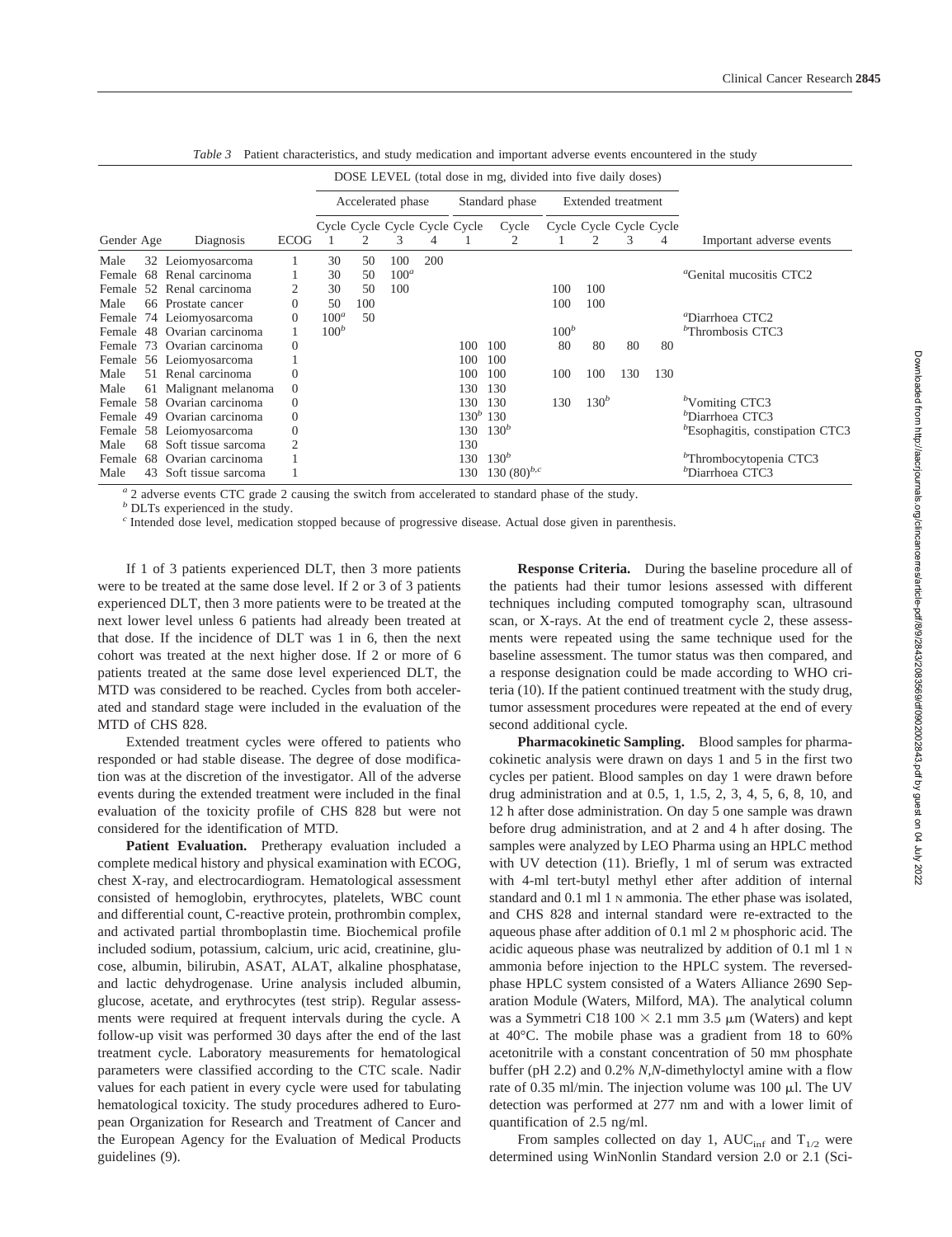*Table 3* Patient characteristics, and study medication and important adverse events encountered in the study

| | | | | DOSE LEVEL (total dose in mg, divided into five daily doses) | | | | | | | | | | | |
|---|---|---|---|---|---|---|---|---|---|---|---|---|---|---|---|
| | | | | Accelerated phase | | | | Standard phase | | Extended treatment | | | | |
| Gender | Age | Diagnosis | ECOG | Cycle 1 | Cycle 2 | Cycle 3 | Cycle 4 | Cycle 1 | Cycle 2 | Cycle 1 | Cycle 2 | Cycle 3 | Cycle 4 | Important adverse events |
| Male | 32 | Leiomyosarcoma | 1 | 30 | 50 | 100 | 200 | | | | | | | |
| Female | 68 | Renal carcinoma | 1 | 30 | 50 | 100[a] | | | | | | | | [a]Genital mucositis CTC2 |
| Female | 52 | Renal carcinoma | 2 | 30 | 50 | 100 | | | | 100 | 100 | | | |
| Male | 66 | Prostate cancer | 0 | 50 | 100 | | | | | 100 | 100 | | | |
| Female | 74 | Leiomyosarcoma | 0 | 100[a] | 50 | | | | | | | | | [a]Diarrhoea CTC2 |
| Female | 48 | Ovarian carcinoma | 1 | 100[b] | | | | | | 100[b] | | | | [b]Thrombosis CTC3 |
| Female | 73 | Ovarian carcinoma | 0 | | | | | 100 | 100 | 80 | 80 | 80 | 80 | |
| Female | 56 | Leiomyosarcoma | 1 | | | | | 100 | 100 | | | | | |
| Male | 51 | Renal carcinoma | 0 | | | | | 100 | 100 | 100 | 100 | 130 | 130 | |
| Male | 61 | Malignant melanoma | 0 | | | | | 130 | 130 | | | | | |
| Female | 58 | Ovarian carcinoma | 0 | | | | | 130 | 130 | 130 | 130[b] | | | [b]Vomiting CTC3 |
| Female | 49 | Ovarian carcinoma | 0 | | | | | 130[b] | 130 | | | | | [b]Diarrhoea CTC3 |
| Female | 58 | Leiomyosarcoma | 0 | | | | | 130 | 130[b] | | | | | [b]Esophagitis, constipation CTC3 |
| Male | 68 | Soft tissue sarcoma | 2 | | | | | 130 | | | | | | |
| Female | 68 | Ovarian carcinoma | 1 | | | | | 130 | 130[b] | | | | | [b]Thrombocytopenia CTC3 |
| Male | 43 | Soft tissue sarcoma | 1 | | | | | 130 | 130 (80)[b,c] | | | | | [b]Diarrhoea CTC3 |

[a] 2 adverse events CTC grade 2 causing the switch from accelerated to standard phase of the study.
[b] DLTs experienced in the study.
[c] Intended dose level, medication stopped because of progressive disease. Actual dose given in parenthesis.

If 1 of 3 patients experienced DLT, then 3 more patients were to be treated at the same dose level. If 2 or 3 of 3 patients experienced DLT, then 3 more patients were to be treated at the next lower level unless 6 patients had already been treated at that dose. If the incidence of DLT was 1 in 6, then the next cohort was treated at the next higher dose. If 2 or more of 6 patients treated at the same dose level experienced DLT, the MTD was considered to be reached. Cycles from both accelerated and standard stage were included in the evaluation of the MTD of CHS 828.

Extended treatment cycles were offered to patients who responded or had stable disease. The degree of dose modification was at the discretion of the investigator. All of the adverse events during the extended treatment were included in the final evaluation of the toxicity profile of CHS 828 but were not considered for the identification of MTD.

**Patient Evaluation.** Pretherapy evaluation included a complete medical history and physical examination with ECOG, chest X-ray, and electrocardiogram. Hematological assessment consisted of hemoglobin, erythrocytes, platelets, WBC count and differential count, C-reactive protein, prothrombin complex, and activated partial thromboplastin time. Biochemical profile included sodium, potassium, calcium, uric acid, creatinine, glucose, albumin, bilirubin, ASAT, ALAT, alkaline phosphatase, and lactic dehydrogenase. Urine analysis included albumin, glucose, acetate, and erythrocytes (test strip). Regular assessments were required at frequent intervals during the cycle. A follow-up visit was performed 30 days after the end of the last treatment cycle. Laboratory measurements for hematological parameters were classified according to the CTC scale. Nadir values for each patient in every cycle were used for tabulating hematological toxicity. The study procedures adhered to European Organization for Research and Treatment of Cancer and the European Agency for the Evaluation of Medical Products guidelines (9).

**Response Criteria.** During the baseline procedure all of the patients had their tumor lesions assessed with different techniques including computed tomography scan, ultrasound scan, or X-rays. At the end of treatment cycle 2, these assessments were repeated using the same technique used for the baseline assessment. The tumor status was then compared, and a response designation could be made according to WHO criteria (10). If the patient continued treatment with the study drug, tumor assessment procedures were repeated at the end of every second additional cycle.

**Pharmacokinetic Sampling.** Blood samples for pharmacokinetic analysis were drawn on days 1 and 5 in the first two cycles per patient. Blood samples on day 1 were drawn before drug administration and at 0.5, 1, 1.5, 2, 3, 4, 5, 6, 8, 10, and 12 h after dose administration. On day 5 one sample was drawn before drug administration, and at 2 and 4 h after dosing. The samples were analyzed by LEO Pharma using an HPLC method with UV detection (11). Briefly, 1 ml of serum was extracted with 4-ml tert-butyl methyl ether after addition of internal standard and 0.1 ml 1 N ammonia. The ether phase was isolated, and CHS 828 and internal standard were re-extracted to the aqueous phase after addition of 0.1 ml 2 M phosphoric acid. The acidic aqueous phase was neutralized by addition of 0.1 ml 1 N ammonia before injection to the HPLC system. The reversed-phase HPLC system consisted of a Waters Alliance 2690 Separation Module (Waters, Milford, MA). The analytical column was a Symmetri C18 100 × 2.1 mm 3.5 μm (Waters) and kept at 40°C. The mobile phase was a gradient from 18 to 60% acetonitrile with a constant concentration of 50 mM phosphate buffer (pH 2.2) and 0.2% *N,N*-dimethyloctyl amine with a flow rate of 0.35 ml/min. The injection volume was 100 μl. The UV detection was performed at 277 nm and with a lower limit of quantification of 2.5 ng/ml.

From samples collected on day 1, $AUC_{inf}$ and $T_{1/2}$ were determined using WinNonlin Standard version 2.0 or 2.1 (Sci-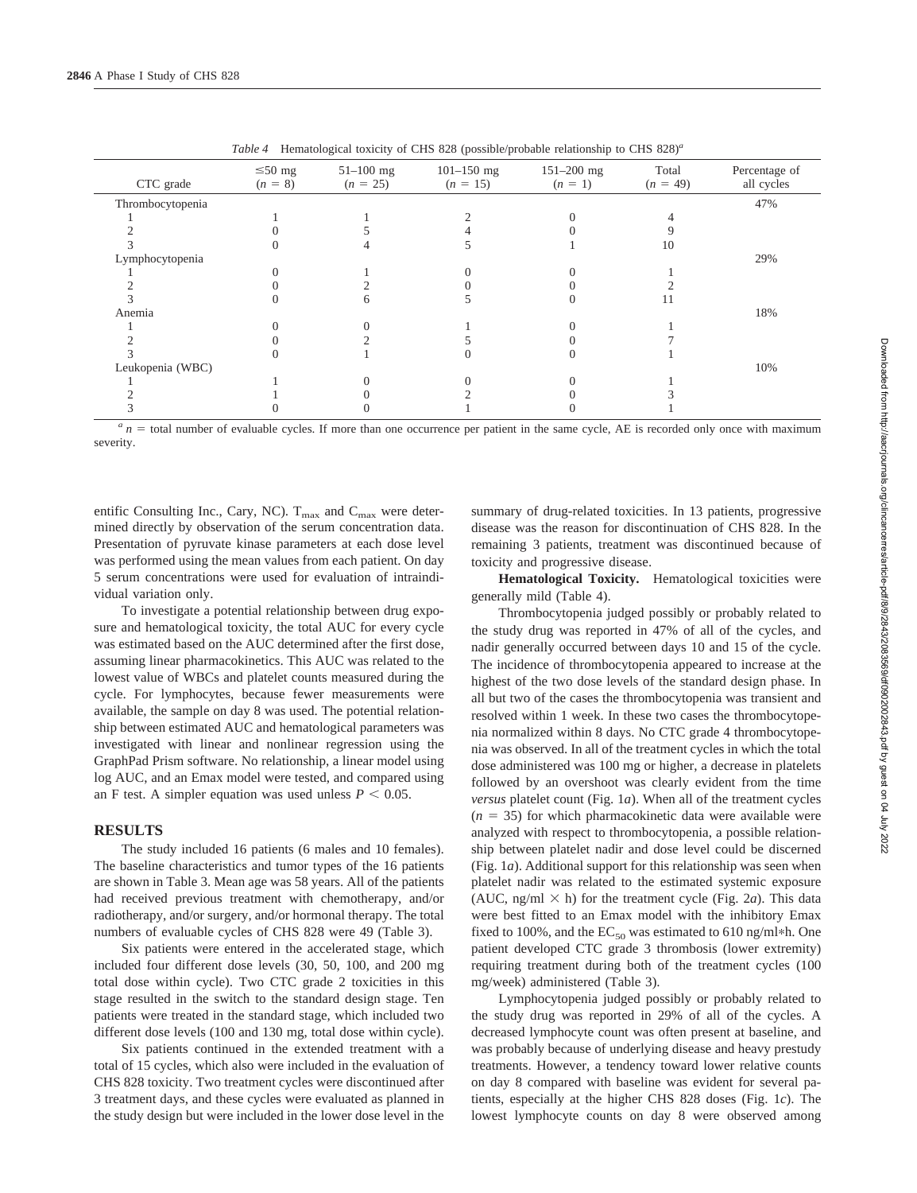*Table 4* Hematological toxicity of CHS 828 (possible/probable relationship to CHS 828)[a]

| CTC grade | ≤50 mg ($n$ = 8) | 51–100 mg ($n$ = 25) | 101–150 mg ($n$ = 15) | 151–200 mg ($n$ = 1) | Total ($n$ = 49) | Percentage of all cycles |
|---|---|---|---|---|---|---|
| Thrombocytopenia | | | | | | 47% |
| 1 | 1 | 1 | 2 | 0 | 4 | |
| 2 | 0 | 5 | 4 | 0 | 9 | |
| 3 | 0 | 4 | 5 | 1 | 10 | |
| Lymphocytopenia | | | | | | 29% |
| 1 | 0 | 1 | 0 | 0 | 1 | |
| 2 | 0 | 2 | 0 | 0 | 2 | |
| 3 | 0 | 6 | 5 | 0 | 11 | |
| Anemia | | | | | | 18% |
| 1 | 0 | 0 | 1 | 0 | 1 | |
| 2 | 0 | 2 | 5 | 0 | 7 | |
| 3 | 0 | 1 | 0 | 0 | 1 | |
| Leukopenia (WBC) | | | | | | 10% |
| 1 | 1 | 0 | 0 | 0 | 1 | |
| 2 | 1 | 0 | 2 | 0 | 3 | |
| 3 | 0 | 0 | 1 | 0 | 1 | |

[a] $n$ = total number of evaluable cycles. If more than one occurrence per patient in the same cycle, AE is recorded only once with maximum severity.

entific Consulting Inc., Cary, NC). $T_{max}$ and $C_{max}$ were determined directly by observation of the serum concentration data. Presentation of pyruvate kinase parameters at each dose level was performed using the mean values from each patient. On day 5 serum concentrations were used for evaluation of intraindividual variation only.

To investigate a potential relationship between drug exposure and hematological toxicity, the total AUC for every cycle was estimated based on the AUC determined after the first dose, assuming linear pharmacokinetics. This AUC was related to the lowest value of WBCs and platelet counts measured during the cycle. For lymphocytes, because fewer measurements were available, the sample on day 8 was used. The potential relationship between estimated AUC and hematological parameters was investigated with linear and nonlinear regression using the GraphPad Prism software. No relationship, a linear model using log AUC, and an Emax model were tested, and compared using an F test. A simpler equation was used unless $P < 0.05$.

## RESULTS

The study included 16 patients (6 males and 10 females). The baseline characteristics and tumor types of the 16 patients are shown in Table 3. Mean age was 58 years. All of the patients had received previous treatment with chemotherapy, and/or radiotherapy, and/or surgery, and/or hormonal therapy. The total numbers of evaluable cycles of CHS 828 were 49 (Table 3).

Six patients were entered in the accelerated stage, which included four different dose levels (30, 50, 100, and 200 mg total dose within cycle). Two CTC grade 2 toxicities in this stage resulted in the switch to the standard design stage. Ten patients were treated in the standard stage, which included two different dose levels (100 and 130 mg, total dose within cycle).

Six patients continued in the extended treatment with a total of 15 cycles, which also were included in the evaluation of CHS 828 toxicity. Two treatment cycles were discontinued after 3 treatment days, and these cycles were evaluated as planned in the study design but were included in the lower dose level in the summary of drug-related toxicities. In 13 patients, progressive disease was the reason for discontinuation of CHS 828. In the remaining 3 patients, treatment was discontinued because of toxicity and progressive disease.

**Hematological Toxicity.** Hematological toxicities were generally mild (Table 4).

Thrombocytopenia judged possibly or probably related to the study drug was reported in 47% of all of the cycles, and nadir generally occurred between days 10 and 15 of the cycle. The incidence of thrombocytopenia appeared to increase at the highest of the two dose levels of the standard design phase. In all but two of the cases the thrombocytopenia was transient and resolved within 1 week. In these two cases the thrombocytopenia normalized within 8 days. No CTC grade 4 thrombocytopenia was observed. In all of the treatment cycles in which the total dose administered was 100 mg or higher, a decrease in platelets followed by an overshoot was clearly evident from the time *versus* platelet count (Fig. 1*a*). When all of the treatment cycles ($n$ = 35) for which pharmacokinetic data were available were analyzed with respect to thrombocytopenia, a possible relationship between platelet nadir and dose level could be discerned (Fig. 1*a*). Additional support for this relationship was seen when platelet nadir was related to the estimated systemic exposure (AUC, ng/ml × h) for the treatment cycle (Fig. 2*a*). This data were best fitted to an Emax model with the inhibitory Emax fixed to 100%, and the $EC_{50}$ was estimated to 610 ng/ml*h. One patient developed CTC grade 3 thrombosis (lower extremity) requiring treatment during both of the treatment cycles (100 mg/week) administered (Table 3).

Lymphocytopenia judged possibly or probably related to the study drug was reported in 29% of all of the cycles. A decreased lymphocyte count was often present at baseline, and was probably because of underlying disease and heavy prestudy treatments. However, a tendency toward lower relative counts on day 8 compared with baseline was evident for several patients, especially at the higher CHS 828 doses (Fig. 1*c*). The lowest lymphocyte counts on day 8 were observed among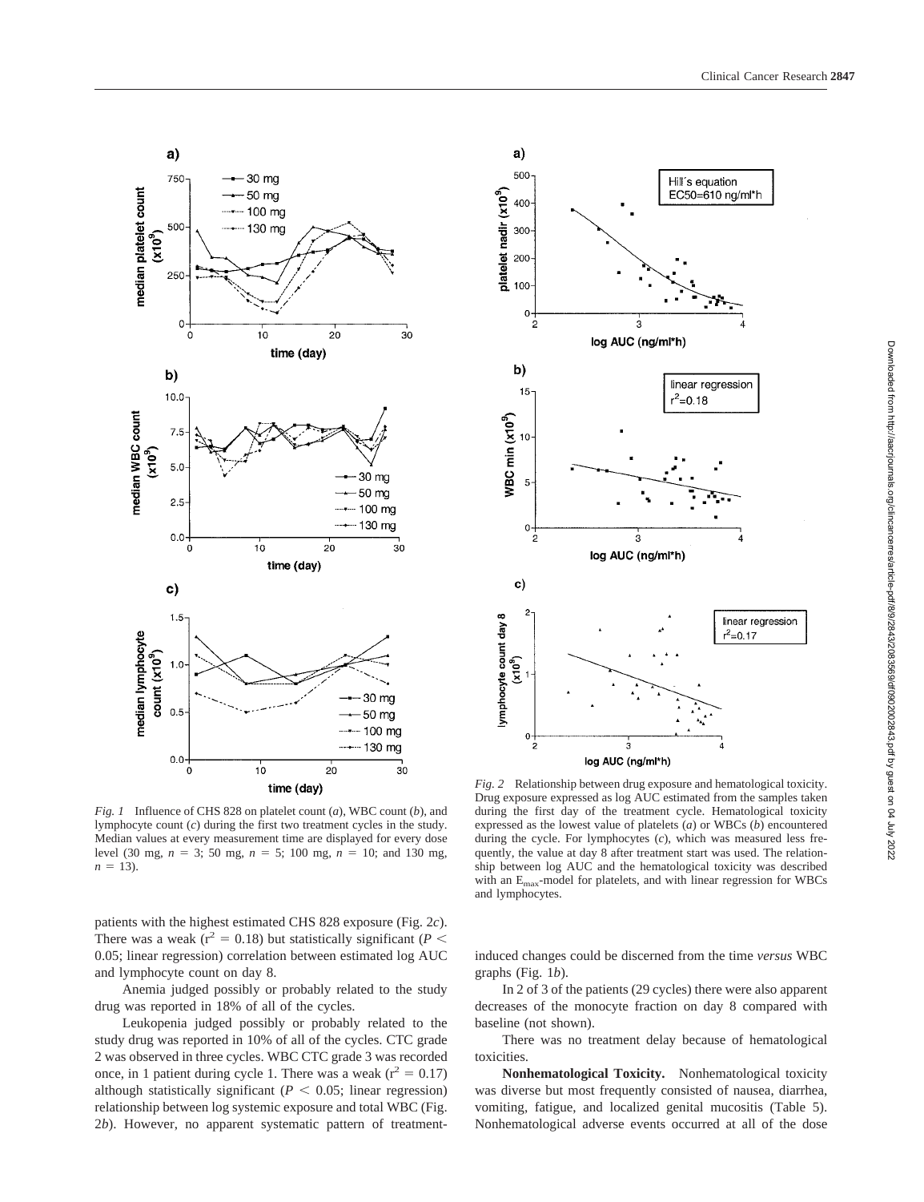*Fig. 1* Influence of CHS 828 on platelet count (*a*), WBC count (*b*), and lymphocyte count (*c*) during the first two treatment cycles in the study. Median values at every measurement time are displayed for every dose level (30 mg, $n = 3$; 50 mg, $n = 5$; 100 mg, $n = 10$; and 130 mg, $n = 13$).

*Fig. 2* Relationship between drug exposure and hematological toxicity. Drug exposure expressed as log AUC estimated from the samples taken during the first day of the treatment cycle. Hematological toxicity expressed as the lowest value of platelets (*a*) or WBCs (*b*) encountered during the cycle. For lymphocytes (*c*), which was measured less frequently, the value at day 8 after treatment start was used. The relationship between log AUC and the hematological toxicity was described with an $E_{max}$-model for platelets, and with linear regression for WBCs and lymphocytes.

patients with the highest estimated CHS 828 exposure (Fig. 2*c*). There was a weak ($r^2 = 0.18$) but statistically significant ($P < 0.05$; linear regression) correlation between estimated log AUC and lymphocyte count on day 8.

Anemia judged possibly or probably related to the study drug was reported in 18% of all of the cycles.

Leukopenia judged possibly or probably related to the study drug was reported in 10% of all of the cycles. CTC grade 2 was observed in three cycles. WBC CTC grade 3 was recorded once, in 1 patient during cycle 1. There was a weak ($r^2 = 0.17$) although statistically significant ($P < 0.05$; linear regression) relationship between log systemic exposure and total WBC (Fig. 2*b*). However, no apparent systematic pattern of treatment-induced changes could be discerned from the time *versus* WBC graphs (Fig. 1*b*).

In 2 of 3 of the patients (29 cycles) there were also apparent decreases of the monocyte fraction on day 8 compared with baseline (not shown).

There was no treatment delay because of hematological toxicities.

**Nonhematological Toxicity.** Nonhematological toxicity was diverse but most frequently consisted of nausea, diarrhea, vomiting, fatigue, and localized genital mucositis (Table 5). Nonhematological adverse events occurred at all of the dose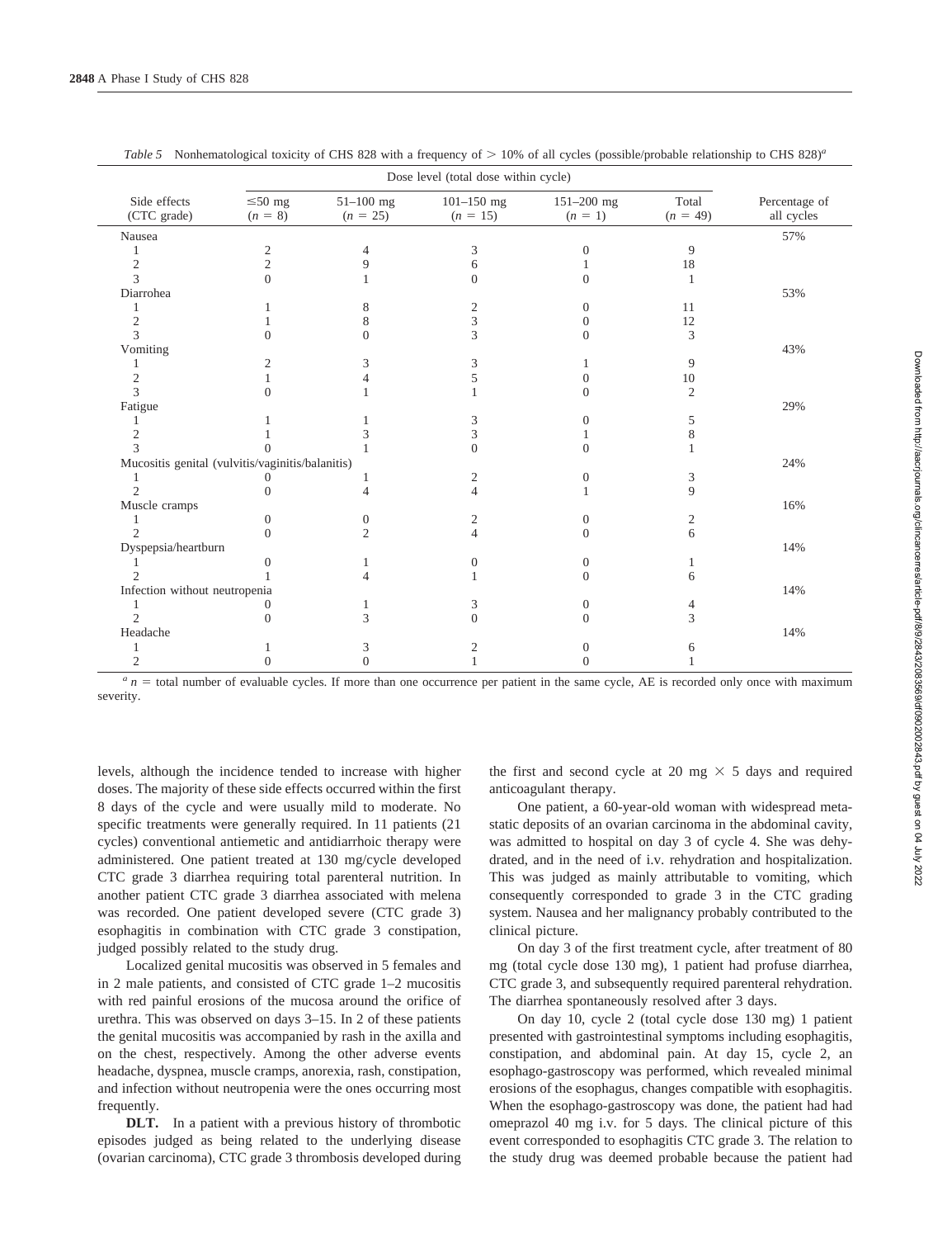*Table 5* Nonhematological toxicity of CHS 828 with a frequency of > 10% of all cycles (possible/probable relationship to CHS 828)[a]

| Side effects (CTC grade) | Dose level (total dose within cycle) ≤50 mg ($n$ = 8) | 51–100 mg ($n$ = 25) | 101–150 mg ($n$ = 15) | 151–200 mg ($n$ = 1) | Total ($n$ = 49) | Percentage of all cycles |
|---|---|---|---|---|---|---|
| Nausea | | | | | | 57% |
| 1 | 2 | 4 | 3 | 0 | 9 | |
| 2 | 2 | 9 | 6 | 1 | 18 | |
| 3 | 0 | 1 | 0 | 0 | 1 | |
| Diarrohea | | | | | | 53% |
| 1 | 1 | 8 | 2 | 0 | 11 | |
| 2 | 1 | 8 | 3 | 0 | 12 | |
| 3 | 0 | 0 | 3 | 0 | 3 | |
| Vomiting | | | | | | 43% |
| 1 | 2 | 3 | 3 | 1 | 9 | |
| 2 | 1 | 4 | 5 | 0 | 10 | |
| 3 | 0 | 1 | 1 | 0 | 2 | |
| Fatigue | | | | | | 29% |
| 1 | 1 | 1 | 3 | 0 | 5 | |
| 2 | 1 | 3 | 3 | 1 | 8 | |
| 3 | 0 | 1 | 0 | 0 | 1 | |
| Mucositis genital (vulvitis/vaginitis/balanitis) | | | | | | 24% |
| 1 | 0 | 1 | 2 | 0 | 3 | |
| 2 | 0 | 4 | 4 | 1 | 9 | |
| Muscle cramps | | | | | | 16% |
| 1 | 0 | 0 | 2 | 0 | 2 | |
| 2 | 0 | 2 | 4 | 0 | 6 | |
| Dyspepsia/heartburn | | | | | | 14% |
| 1 | 0 | 1 | 0 | 0 | 1 | |
| 2 | 1 | 4 | 1 | 0 | 6 | |
| Infection without neutropenia | | | | | | 14% |
| 1 | 0 | 1 | 3 | 0 | 4 | |
| 2 | 0 | 3 | 0 | 0 | 3 | |
| Headache | | | | | | 14% |
| 1 | 1 | 3 | 2 | 0 | 6 | |
| 2 | 0 | 0 | 1 | 0 | 1 | |

[a] $n$ = total number of evaluable cycles. If more than one occurrence per patient in the same cycle, AE is recorded only once with maximum severity.

levels, although the incidence tended to increase with higher doses. The majority of these side effects occurred within the first 8 days of the cycle and were usually mild to moderate. No specific treatments were generally required. In 11 patients (21 cycles) conventional antiemetic and antidiarrhoic therapy were administered. One patient treated at 130 mg/cycle developed CTC grade 3 diarrhea requiring total parenteral nutrition. In another patient CTC grade 3 diarrhea associated with melena was recorded. One patient developed severe (CTC grade 3) esophagitis in combination with CTC grade 3 constipation, judged possibly related to the study drug.

Localized genital mucositis was observed in 5 females and in 2 male patients, and consisted of CTC grade 1–2 mucositis with red painful erosions of the mucosa around the orifice of urethra. This was observed on days 3–15. In 2 of these patients the genital mucositis was accompanied by rash in the axilla and on the chest, respectively. Among the other adverse events headache, dyspnea, muscle cramps, anorexia, rash, constipation, and infection without neutropenia were the ones occurring most frequently.

**DLT.** In a patient with a previous history of thrombotic episodes judged as being related to the underlying disease (ovarian carcinoma), CTC grade 3 thrombosis developed during the first and second cycle at 20 mg × 5 days and required anticoagulant therapy.

One patient, a 60-year-old woman with widespread metastatic deposits of an ovarian carcinoma in the abdominal cavity, was admitted to hospital on day 3 of cycle 4. She was dehydrated, and in the need of i.v. rehydration and hospitalization. This was judged as mainly attributable to vomiting, which consequently corresponded to grade 3 in the CTC grading system. Nausea and her malignancy probably contributed to the clinical picture.

On day 3 of the first treatment cycle, after treatment of 80 mg (total cycle dose 130 mg), 1 patient had profuse diarrhea, CTC grade 3, and subsequently required parenteral rehydration. The diarrhea spontaneously resolved after 3 days.

On day 10, cycle 2 (total cycle dose 130 mg) 1 patient presented with gastrointestinal symptoms including esophagitis, constipation, and abdominal pain. At day 15, cycle 2, an esophago-gastroscopy was performed, which revealed minimal erosions of the esophagus, changes compatible with esophagitis. When the esophago-gastroscopy was done, the patient had had omeprazol 40 mg i.v. for 5 days. The clinical picture of this event corresponded to esophagitis CTC grade 3. The relation to the study drug was deemed probable because the patient had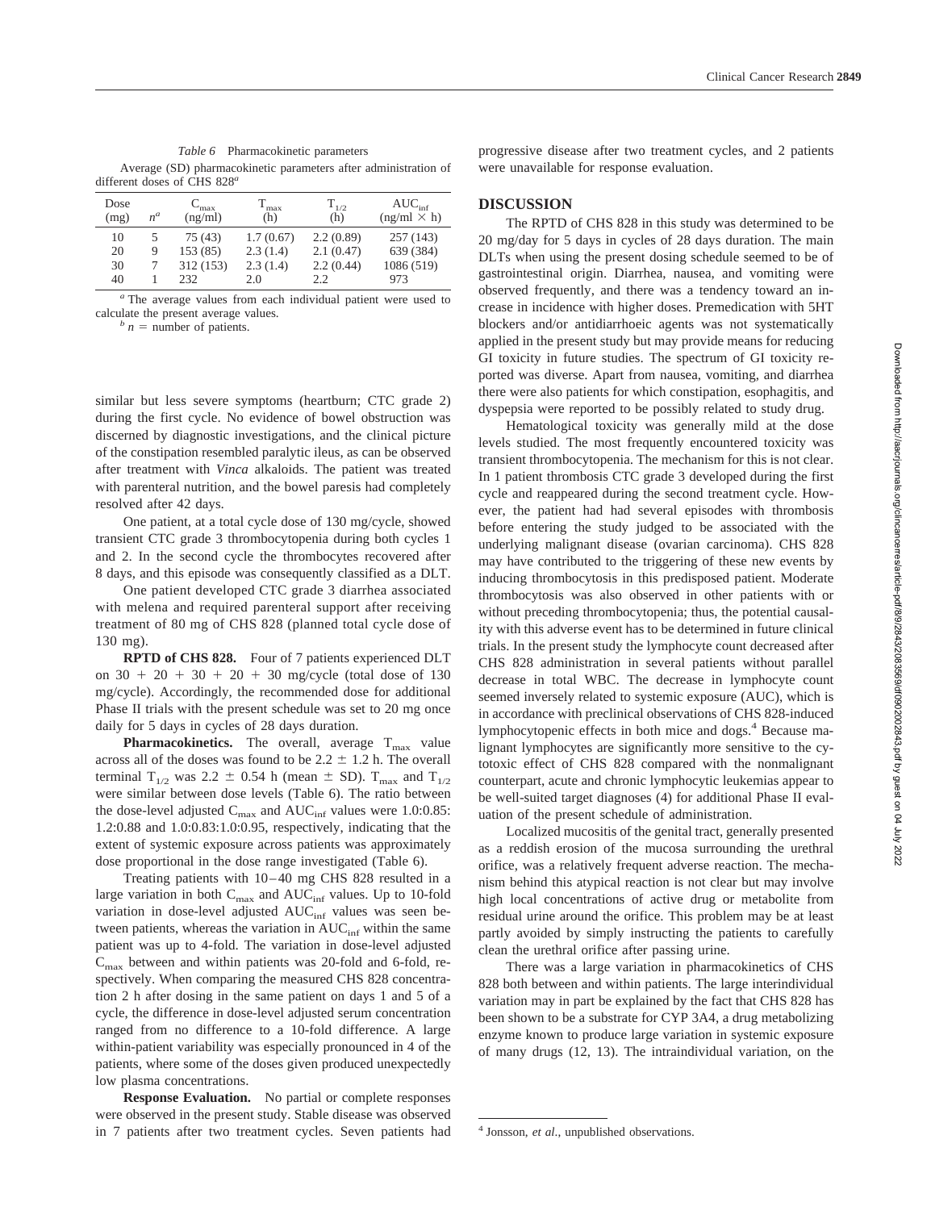*Table 6* Pharmacokinetic parameters

Average (SD) pharmacokinetic parameters after administration of different doses of CHS 828[a]

| Dose (mg) | $n^b$ | $C_{max}$ (ng/ml) | $T_{max}$ (h) | $T_{1/2}$ (h) | $AUC_{inf}$ (ng/ml × h) |
|---|---|---|---|---|---|
| 10 | 5 | 75 (43) | 1.7 (0.67) | 2.2 (0.89) | 257 (143) |
| 20 | 9 | 153 (85) | 2.3 (1.4) | 2.1 (0.47) | 639 (384) |
| 30 | 7 | 312 (153) | 2.3 (1.4) | 2.2 (0.44) | 1086 (519) |
| 40 | 1 | 232 | 2.0 | 2.2 | 973 |

[a] The average values from each individual patient were used to calculate the present average values.
[b] $n$ = number of patients.

similar but less severe symptoms (heartburn; CTC grade 2) during the first cycle. No evidence of bowel obstruction was discerned by diagnostic investigations, and the clinical picture of the constipation resembled paralytic ileus, as can be observed after treatment with *Vinca* alkaloids. The patient was treated with parenteral nutrition, and the bowel paresis had completely resolved after 42 days.

One patient, at a total cycle dose of 130 mg/cycle, showed transient CTC grade 3 thrombocytopenia during both cycles 1 and 2. In the second cycle the thrombocytes recovered after 8 days, and this episode was consequently classified as a DLT.

One patient developed CTC grade 3 diarrhea associated with melena and required parenteral support after receiving treatment of 80 mg of CHS 828 (planned total cycle dose of 130 mg).

**RPTD of CHS 828.** Four of 7 patients experienced DLT on 30 + 20 + 30 + 20 + 30 mg/cycle (total dose of 130 mg/cycle). Accordingly, the recommended dose for additional Phase II trials with the present schedule was set to 20 mg once daily for 5 days in cycles of 28 days duration.

**Pharmacokinetics.** The overall, average $T_{max}$ value across all of the doses was found to be 2.2 ± 1.2 h. The overall terminal $T_{1/2}$ was 2.2 ± 0.54 h (mean ± SD). $T_{max}$ and $T_{1/2}$ were similar between dose levels (Table 6). The ratio between the dose-level adjusted $C_{max}$ and $AUC_{inf}$ values were 1.0:0.85: 1.2:0.88 and 1.0:0.83:1.0:0.95, respectively, indicating that the extent of systemic exposure across patients was approximately dose proportional in the dose range investigated (Table 6).

Treating patients with 10–40 mg CHS 828 resulted in a large variation in both $C_{max}$ and $AUC_{inf}$ values. Up to 10-fold variation in dose-level adjusted $AUC_{inf}$ values was seen between patients, whereas the variation in $AUC_{inf}$ within the same patient was up to 4-fold. The variation in dose-level adjusted $C_{max}$ between and within patients was 20-fold and 6-fold, respectively. When comparing the measured CHS 828 concentration 2 h after dosing in the same patient on days 1 and 5 of a cycle, the difference in dose-level adjusted serum concentration ranged from no difference to a 10-fold difference. A large within-patient variability was especially pronounced in 4 of the patients, where some of the doses given produced unexpectedly low plasma concentrations.

**Response Evaluation.** No partial or complete responses were observed in the present study. Stable disease was observed in 7 patients after two treatment cycles. Seven patients had progressive disease after two treatment cycles, and 2 patients were unavailable for response evaluation.

## DISCUSSION

The RPTD of CHS 828 in this study was determined to be 20 mg/day for 5 days in cycles of 28 days duration. The main DLTs when using the present dosing schedule seemed to be of gastrointestinal origin. Diarrhea, nausea, and vomiting were observed frequently, and there was a tendency toward an increase in incidence with higher doses. Premedication with 5HT blockers and/or antidiarrhoeic agents was not systematically applied in the present study but may provide means for reducing GI toxicity in future studies. The spectrum of GI toxicity reported was diverse. Apart from nausea, vomiting, and diarrhea there were also patients for which constipation, esophagitis, and dyspepsia were reported to be possibly related to study drug.

Hematological toxicity was generally mild at the dose levels studied. The most frequently encountered toxicity was transient thrombocytopenia. The mechanism for this is not clear. In 1 patient thrombosis CTC grade 3 developed during the first cycle and reappeared during the second treatment cycle. However, the patient had had several episodes with thrombosis before entering the study judged to be associated with the underlying malignant disease (ovarian carcinoma). CHS 828 may have contributed to the triggering of these new events by inducing thrombocytosis in this predisposed patient. Moderate thrombocytosis was also observed in other patients with or without preceding thrombocytopenia; thus, the potential causality with this adverse event has to be determined in future clinical trials. In the present study the lymphocyte count decreased after CHS 828 administration in several patients without parallel decrease in total WBC. The decrease in lymphocyte count seemed inversely related to systemic exposure (AUC), which is in accordance with preclinical observations of CHS 828-induced lymphocytopenic effects in both mice and dogs.[4] Because malignant lymphocytes are significantly more sensitive to the cytotoxic effect of CHS 828 compared with the nonmalignant counterpart, acute and chronic lymphocytic leukemias appear to be well-suited target diagnoses (4) for additional Phase II evaluation of the present schedule of administration.

Localized mucositis of the genital tract, generally presented as a reddish erosion of the mucosa surrounding the urethral orifice, was a relatively frequent adverse reaction. The mechanism behind this atypical reaction is not clear but may involve high local concentrations of active drug or metabolite from residual urine around the orifice. This problem may be at least partly avoided by simply instructing the patients to carefully clean the urethral orifice after passing urine.

There was a large variation in pharmacokinetics of CHS 828 both between and within patients. The large interindividual variation may in part be explained by the fact that CHS 828 has been shown to be a substrate for CYP 3A4, a drug metabolizing enzyme known to produce large variation in systemic exposure of many drugs (12, 13). The intraindividual variation, on the

[4] Jonsson, *et al.*, unpublished observations.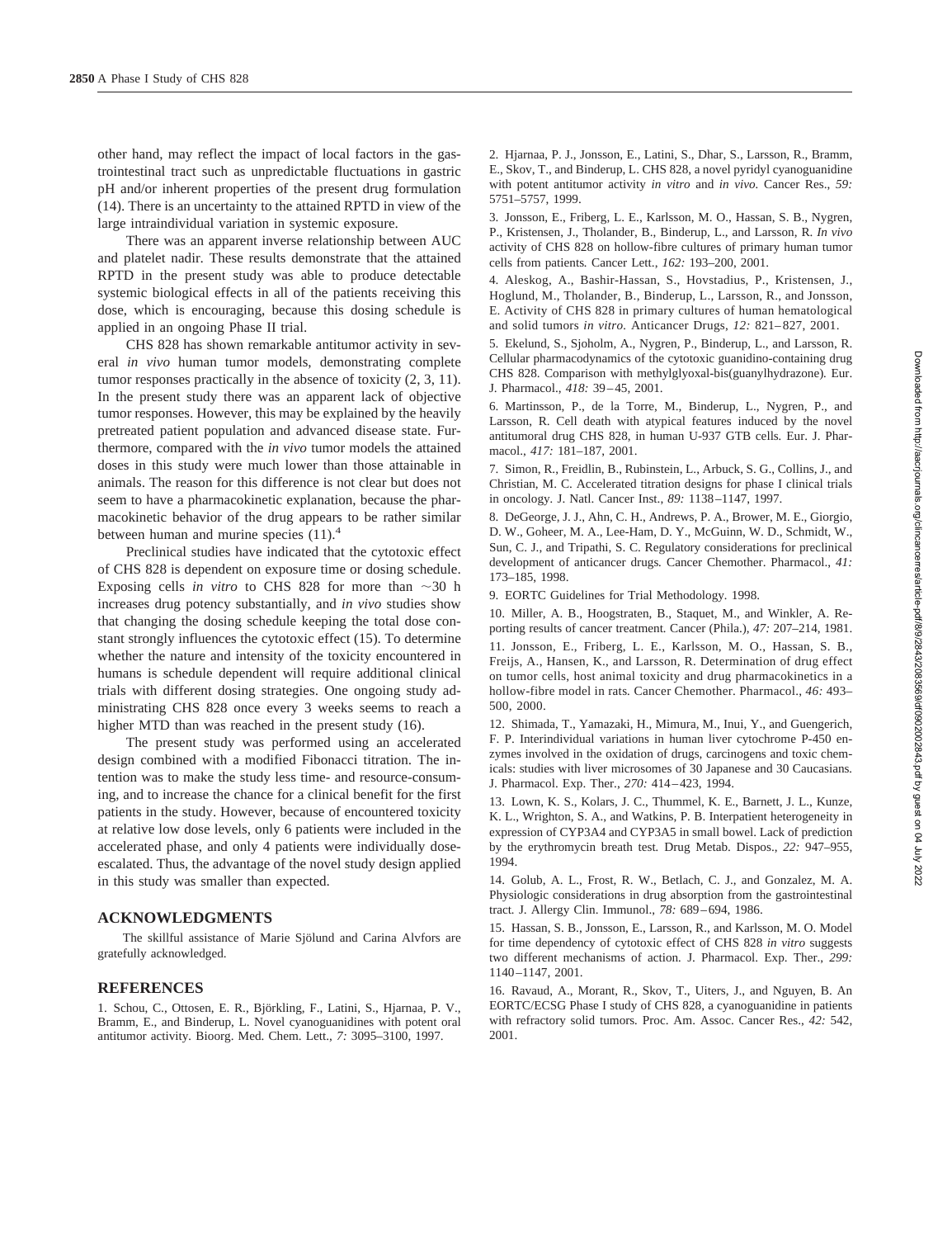other hand, may reflect the impact of local factors in the gastrointestinal tract such as unpredictable fluctuations in gastric pH and/or inherent properties of the present drug formulation (14). There is an uncertainty to the attained RPTD in view of the large intraindividual variation in systemic exposure.

There was an apparent inverse relationship between AUC and platelet nadir. These results demonstrate that the attained RPTD in the present study was able to produce detectable systemic biological effects in all of the patients receiving this dose, which is encouraging, because this dosing schedule is applied in an ongoing Phase II trial.

CHS 828 has shown remarkable antitumor activity in several *in vivo* human tumor models, demonstrating complete tumor responses practically in the absence of toxicity (2, 3, 11). In the present study there was an apparent lack of objective tumor responses. However, this may be explained by the heavily pretreated patient population and advanced disease state. Furthermore, compared with the *in vivo* tumor models the attained doses in this study were much lower than those attainable in animals. The reason for this difference is not clear but does not seem to have a pharmacokinetic explanation, because the pharmacokinetic behavior of the drug appears to be rather similar between human and murine species (11).[4]

Preclinical studies have indicated that the cytotoxic effect of CHS 828 is dependent on exposure time or dosing schedule. Exposing cells *in vitro* to CHS 828 for more than ~30 h increases drug potency substantially, and *in vivo* studies show that changing the dosing schedule keeping the total dose constant strongly influences the cytotoxic effect (15). To determine whether the nature and intensity of the toxicity encountered in humans is schedule dependent will require additional clinical trials with different dosing strategies. One ongoing study administrating CHS 828 once every 3 weeks seems to reach a higher MTD than was reached in the present study (16).

The present study was performed using an accelerated design combined with a modified Fibonacci titration. The intention was to make the study less time- and resource-consuming, and to increase the chance for a clinical benefit for the first patients in the study. However, because of encountered toxicity at relative low dose levels, only 6 patients were included in the accelerated phase, and only 4 patients were individually dose-escalated. Thus, the advantage of the novel study design applied in this study was smaller than expected.

## ACKNOWLEDGMENTS

The skillful assistance of Marie Sjölund and Carina Alvfors are gratefully acknowledged.

## REFERENCES

1. Schou, C., Ottosen, E. R., Björkling, F., Latini, S., Hjarnaa, P. V., Bramm, E., and Binderup, L. Novel cyanoguanidines with potent oral antitumor activity. Bioorg. Med. Chem. Lett., *7:* 3095–3100, 1997.

2. Hjarnaa, P. J., Jonsson, E., Latini, S., Dhar, S., Larsson, R., Bramm, E., Skov, T., and Binderup, L. CHS 828, a novel pyridyl cyanoguanidine with potent antitumor activity *in vitro* and *in vivo*. Cancer Res., *59:* 5751–5757, 1999.

3. Jonsson, E., Friberg, L. E., Karlsson, M. O., Hassan, S. B., Nygren, P., Kristensen, J., Tholander, B., Binderup, L., and Larsson, R. *In vivo* activity of CHS 828 on hollow-fibre cultures of primary human tumor cells from patients. Cancer Lett., *162:* 193–200, 2001.

4. Aleskog, A., Bashir-Hassan, S., Hovstadius, P., Kristensen, J., Hoglund, M., Tholander, B., Binderup, L., Larsson, R., and Jonsson, E. Activity of CHS 828 in primary cultures of human hematological and solid tumors *in vitro*. Anticancer Drugs, *12:* 821–827, 2001.

5. Ekelund, S., Sjoholm, A., Nygren, P., Binderup, L., and Larsson, R. Cellular pharmacodynamics of the cytotoxic guanidino-containing drug CHS 828. Comparison with methylglyoxal-bis(guanylhydrazone). Eur. J. Pharmacol., *418:* 39–45, 2001.

6. Martinsson, P., de la Torre, M., Binderup, L., Nygren, P., and Larsson, R. Cell death with atypical features induced by the novel antitumoral drug CHS 828, in human U-937 GTB cells. Eur. J. Pharmacol., *417:* 181–187, 2001.

7. Simon, R., Freidlin, B., Rubinstein, L., Arbuck, S. G., Collins, J., and Christian, M. C. Accelerated titration designs for phase I clinical trials in oncology. J. Natl. Cancer Inst., *89:* 1138–1147, 1997.

8. DeGeorge, J. J., Ahn, C. H., Andrews, P. A., Brower, M. E., Giorgio, D. W., Goheer, M. A., Lee-Ham, D. Y., McGuinn, W. D., Schmidt, W., Sun, C. J., and Tripathi, S. C. Regulatory considerations for preclinical development of anticancer drugs. Cancer Chemother. Pharmacol., *41:* 173–185, 1998.

9. EORTC Guidelines for Trial Methodology. 1998.

10. Miller, A. B., Hoogstraten, B., Staquet, M., and Winkler, A. Reporting results of cancer treatment. Cancer (Phila.), *47:* 207–214, 1981.

11. Jonsson, E., Friberg, L. E., Karlsson, M. O., Hassan, S. B., Freijs, A., Hansen, K., and Larsson, R. Determination of drug effect on tumor cells, host animal toxicity and drug pharmacokinetics in a hollow-fibre model in rats. Cancer Chemother. Pharmacol., *46:* 493–500, 2000.

12. Shimada, T., Yamazaki, H., Mimura, M., Inui, Y., and Guengerich, F. P. Interindividual variations in human liver cytochrome P-450 enzymes involved in the oxidation of drugs, carcinogens and toxic chemicals: studies with liver microsomes of 30 Japanese and 30 Caucasians. J. Pharmacol. Exp. Ther., *270:* 414–423, 1994.

13. Lown, K. S., Kolars, J. C., Thummel, K. E., Barnett, J. L., Kunze, K. L., Wrighton, S. A., and Watkins, P. B. Interpatient heterogeneity in expression of CYP3A4 and CYP3A5 in small bowel. Lack of prediction by the erythromycin breath test. Drug Metab. Dispos., *22:* 947–955, 1994.

14. Golub, A. L., Frost, R. W., Betlach, C. J., and Gonzalez, M. A. Physiologic considerations in drug absorption from the gastrointestinal tract. J. Allergy Clin. Immunol., *78:* 689–694, 1986.

15. Hassan, S. B., Jonsson, E., Larsson, R., and Karlsson, M. O. Model for time dependency of cytotoxic effect of CHS 828 *in vitro* suggests two different mechanisms of action. J. Pharmacol. Exp. Ther., *299:* 1140–1147, 2001.

16. Ravaud, A., Morant, R., Skov, T., Uiters, J., and Nguyen, B. An EORTC/ECSG Phase I study of CHS 828, a cyanoguanidine in patients with refractory solid tumors. Proc. Am. Assoc. Cancer Res., *42:* 542, 2001.